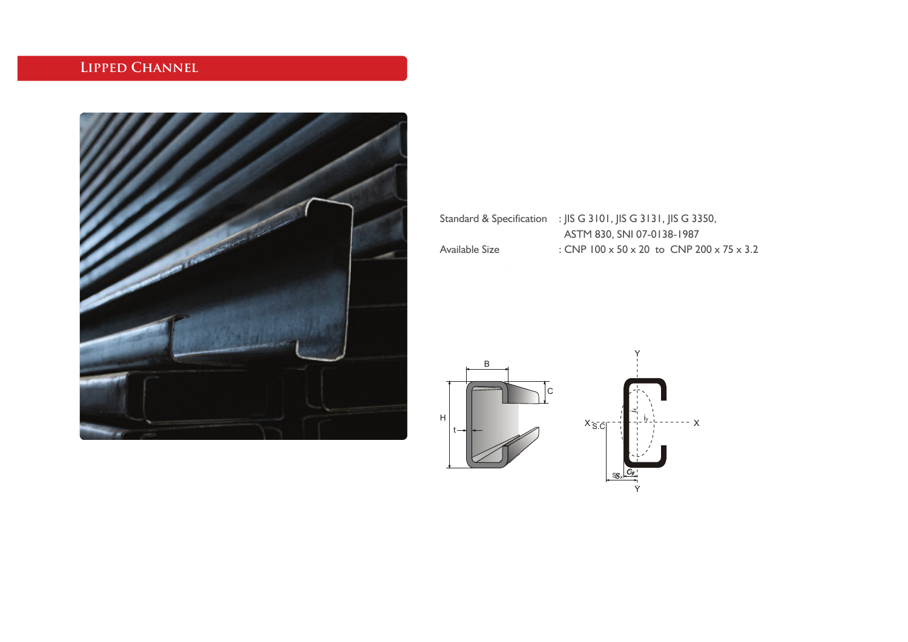# Lipped Channel

Standard & Specification : JIS G 3101, JIS G 3131, JIS G 3350, ASTM 830, SNI 07-0138-1987

Available Size : CNP 100 x 50 x 20 to CNP 200 x 75 x 3.2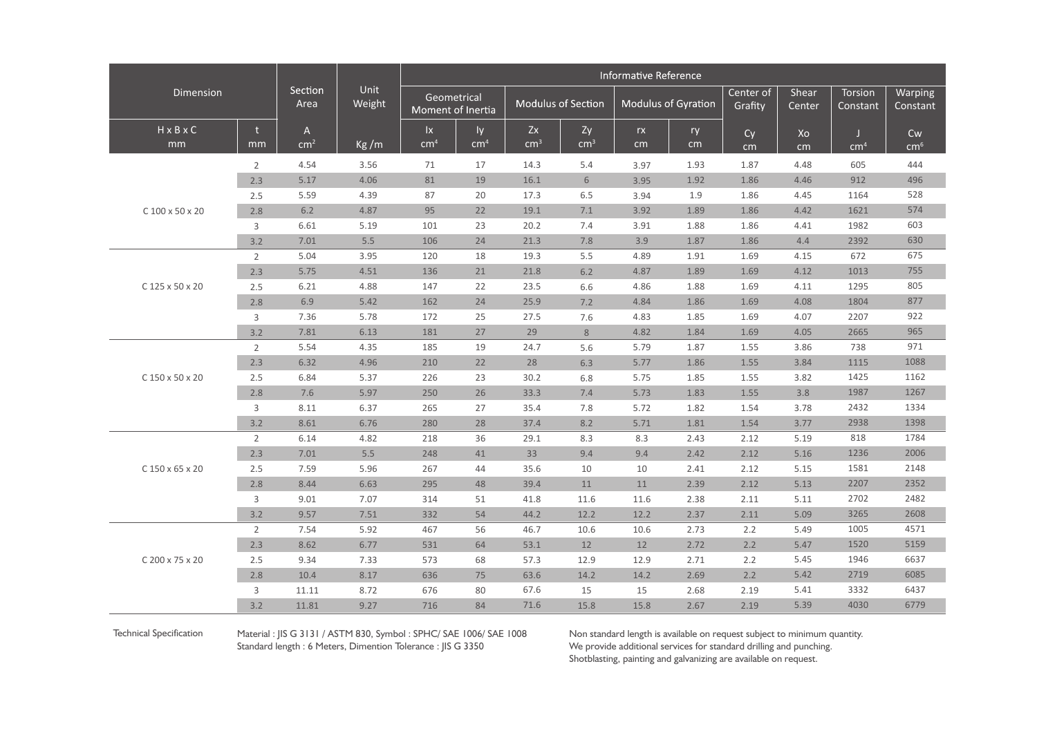| Dimension | | Section Area | Unit Weight | Informative Reference | | | | | | | | | |
|---|---|---|---|---|---|---|---|---|---|---|---|---|---|
| | | | | Geometrical Moment of Inertia | | Modulus of Section | | Modulus of Gyration | | Center of Grafity | Shear Center | Torsion Constant | Warping Constant |
| H x B x C mm | t mm | A cm² | Kg /m | Ix cm⁴ | Iy cm⁴ | Zx cm³ | Zy cm³ | rx cm | ry cm | Cy cm | Xo cm | J cm⁴ | Cw cm⁶ |
| C 100 x 50 x 20 | 2 | 4.54 | 3.56 | 71 | 17 | 14.3 | 5.4 | 3.97 | 1.93 | 1.87 | 4.48 | 605 | 444 |
| | 2.3 | 5.17 | 4.06 | 81 | 19 | 16.1 | 6 | 3.95 | 1.92 | 1.86 | 4.46 | 912 | 496 |
| | 2.5 | 5.59 | 4.39 | 87 | 20 | 17.3 | 6.5 | 3.94 | 1.9 | 1.86 | 4.45 | 1164 | 528 |
| | 2.8 | 6.2 | 4.87 | 95 | 22 | 19.1 | 7.1 | 3.92 | 1.89 | 1.86 | 4.42 | 1621 | 574 |
| | 3 | 6.61 | 5.19 | 101 | 23 | 20.2 | 7.4 | 3.91 | 1.88 | 1.86 | 4.41 | 1982 | 603 |
| | 3.2 | 7.01 | 5.5 | 106 | 24 | 21.3 | 7.8 | 3.9 | 1.87 | 1.86 | 4.4 | 2392 | 630 |
| C 125 x 50 x 20 | 2 | 5.04 | 3.95 | 120 | 18 | 19.3 | 5.5 | 4.89 | 1.91 | 1.69 | 4.15 | 672 | 675 |
| | 2.3 | 5.75 | 4.51 | 136 | 21 | 21.8 | 6.2 | 4.87 | 1.89 | 1.69 | 4.12 | 1013 | 755 |
| | 2.5 | 6.21 | 4.88 | 147 | 22 | 23.5 | 6.6 | 4.86 | 1.88 | 1.69 | 4.11 | 1295 | 805 |
| | 2.8 | 6.9 | 5.42 | 162 | 24 | 25.9 | 7.2 | 4.84 | 1.86 | 1.69 | 4.08 | 1804 | 877 |
| | 3 | 7.36 | 5.78 | 172 | 25 | 27.5 | 7.6 | 4.83 | 1.85 | 1.69 | 4.07 | 2207 | 922 |
| | 3.2 | 7.81 | 6.13 | 181 | 27 | 29 | 8 | 4.82 | 1.84 | 1.69 | 4.05 | 2665 | 965 |
| C 150 x 50 x 20 | 2 | 5.54 | 4.35 | 185 | 19 | 24.7 | 5.6 | 5.79 | 1.87 | 1.55 | 3.86 | 738 | 971 |
| | 2.3 | 6.32 | 4.96 | 210 | 22 | 28 | 6.3 | 5.77 | 1.86 | 1.55 | 3.84 | 1115 | 1088 |
| | 2.5 | 6.84 | 5.37 | 226 | 23 | 30.2 | 6.8 | 5.75 | 1.85 | 1.55 | 3.82 | 1425 | 1162 |
| | 2.8 | 7.6 | 5.97 | 250 | 26 | 33.3 | 7.4 | 5.73 | 1.83 | 1.55 | 3.8 | 1987 | 1267 |
| | 3 | 8.11 | 6.37 | 265 | 27 | 35.4 | 7.8 | 5.72 | 1.82 | 1.54 | 3.78 | 2432 | 1334 |
| | 3.2 | 8.61 | 6.76 | 280 | 28 | 37.4 | 8.2 | 5.71 | 1.81 | 1.54 | 3.77 | 2938 | 1398 |
| C 150 x 65 x 20 | 2 | 6.14 | 4.82 | 218 | 36 | 29.1 | 8.3 | 8.3 | 2.43 | 2.12 | 5.19 | 818 | 1784 |
| | 2.3 | 7.01 | 5.5 | 248 | 41 | 33 | 9.4 | 9.4 | 2.42 | 2.12 | 5.16 | 1236 | 2006 |
| | 2.5 | 7.59 | 5.96 | 267 | 44 | 35.6 | 10 | 10 | 2.41 | 2.12 | 5.15 | 1581 | 2148 |
| | 2.8 | 8.44 | 6.63 | 295 | 48 | 39.4 | 11 | 11 | 2.39 | 2.12 | 5.13 | 2207 | 2352 |
| | 3 | 9.01 | 7.07 | 314 | 51 | 41.8 | 11.6 | 11.6 | 2.38 | 2.11 | 5.11 | 2702 | 2482 |
| | 3.2 | 9.57 | 7.51 | 332 | 54 | 44.2 | 12.2 | 12.2 | 2.37 | 2.11 | 5.09 | 3265 | 2608 |
| C 200 x 75 x 20 | 2 | 7.54 | 5.92 | 467 | 56 | 46.7 | 10.6 | 10.6 | 2.73 | 2.2 | 5.49 | 1005 | 4571 |
| | 2.3 | 8.62 | 6.77 | 531 | 64 | 53.1 | 12 | 12 | 2.72 | 2.2 | 5.47 | 1520 | 5159 |
| | 2.5 | 9.34 | 7.33 | 573 | 68 | 57.3 | 12.9 | 12.9 | 2.71 | 2.2 | 5.45 | 1946 | 6637 |
| | 2.8 | 10.4 | 8.17 | 636 | 75 | 63.6 | 14.2 | 14.2 | 2.69 | 2.2 | 5.42 | 2719 | 6085 |
| | 3 | 11.11 | 8.72 | 676 | 80 | 67.6 | 15 | 15 | 2.68 | 2.19 | 5.41 | 3332 | 6437 |
| | 3.2 | 11.81 | 9.27 | 716 | 84 | 71.6 | 15.8 | 15.8 | 2.67 | 2.19 | 5.39 | 4030 | 6779 |

Technical Specification

Material : JIS G 3131 / ASTM 830, Symbol : SPHC/ SAE 1006/ SAE 1008
Standard length : 6 Meters, Dimention Tolerance : JIS G 3350

Non standard length is available on request subject to minimum quantity.
We provide additional services for standard drilling and punching.
Shotblasting, painting and galvanizing are available on request.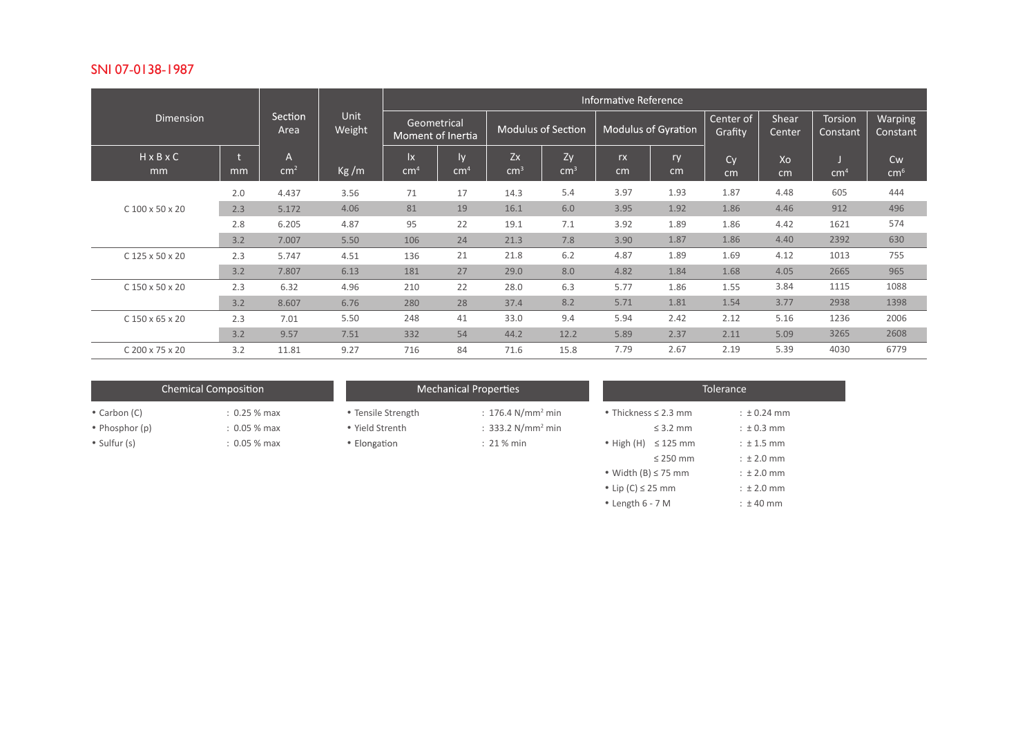## SNI 07-0138-1987

| Dimension | | Section Area | Unit Weight | Informative Reference | | | | | | | | | |
|---|---|---|---|---|---|---|---|---|---|---|---|---|---|
| | | | | Geometrical Moment of Inertia | | Modulus of Section | | Modulus of Gyration | | Center of Grafity | Shear Center | Torsion Constant | Warping Constant |
| H x B x C mm | t mm | A $cm^2$ | Kg /m | Ix $cm^4$ | Iy $cm^4$ | Zx $cm^3$ | Zy $cm^3$ | rx cm | ry cm | Cy cm | Xo cm | J $cm^4$ | Cw $cm^6$ |
| C 100 x 50 x 20 | 2.0 | 4.437 | 3.56 | 71 | 17 | 14.3 | 5.4 | 3.97 | 1.93 | 1.87 | 4.48 | 605 | 444 |
| | 2.3 | 5.172 | 4.06 | 81 | 19 | 16.1 | 6.0 | 3.95 | 1.92 | 1.86 | 4.46 | 912 | 496 |
| | 2.8 | 6.205 | 4.87 | 95 | 22 | 19.1 | 7.1 | 3.92 | 1.89 | 1.86 | 4.42 | 1621 | 574 |
| | 3.2 | 7.007 | 5.50 | 106 | 24 | 21.3 | 7.8 | 3.90 | 1.87 | 1.86 | 4.40 | 2392 | 630 |
| C 125 x 50 x 20 | 2.3 | 5.747 | 4.51 | 136 | 21 | 21.8 | 6.2 | 4.87 | 1.89 | 1.69 | 4.12 | 1013 | 755 |
| | 3.2 | 7.807 | 6.13 | 181 | 27 | 29.0 | 8.0 | 4.82 | 1.84 | 1.68 | 4.05 | 2665 | 965 |
| C 150 x 50 x 20 | 2.3 | 6.32 | 4.96 | 210 | 22 | 28.0 | 6.3 | 5.77 | 1.86 | 1.55 | 3.84 | 1115 | 1088 |
| | 3.2 | 8.607 | 6.76 | 280 | 28 | 37.4 | 8.2 | 5.71 | 1.81 | 1.54 | 3.77 | 2938 | 1398 |
| C 150 x 65 x 20 | 2.3 | 7.01 | 5.50 | 248 | 41 | 33.0 | 9.4 | 5.94 | 2.42 | 2.12 | 5.16 | 1236 | 2006 |
| | 3.2 | 9.57 | 7.51 | 332 | 54 | 44.2 | 12.2 | 5.89 | 2.37 | 2.11 | 5.09 | 3265 | 2608 |
| C 200 x 75 x 20 | 3.2 | 11.81 | 9.27 | 716 | 84 | 71.6 | 15.8 | 7.79 | 2.67 | 2.19 | 5.39 | 4030 | 6779 |

### Chemical Composition

- Carbon (C) : 0.25 % max
- Phosphor (p) : 0.05 % max
- Sulfur (s) : 0.05 % max

### Mechanical Properties

- Tensile Strength : 176.4 N/mm² min
- Yield Strenth : 333.2 N/mm² min
- Elongation : 21 % min

### Tolerance

- Thickness ≤ 2.3 mm : ± 0.24 mm
  - ≤ 3.2 mm : ± 0.3 mm
- High (H) ≤ 125 mm : ± 1.5 mm
  - ≤ 250 mm : ± 2.0 mm
- Width (B) ≤ 75 mm : ± 2.0 mm
- Lip (C) ≤ 25 mm : ± 2.0 mm
- Length 6 - 7 M : ± 40 mm